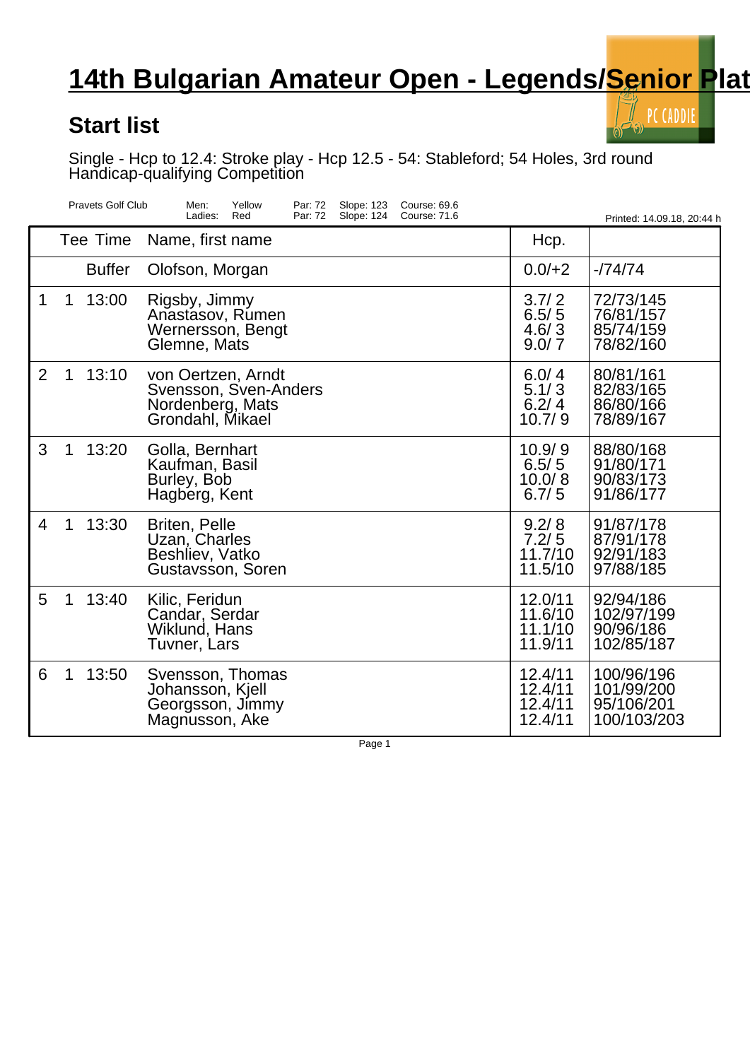# 14th Bulgarian Amateur Open - Legends/Senior Plat

## Start list

Single - Hcp to 12.4: Stroke play - Hcp 12.5 - 54: Stableford; 54 Holes, 3rd round
Handicap-qualifying Competition

| Pravets Golf Club | Men: | Yellow | Par: 72 | Slope: 123 | Course: 69.6 |
|---|---|---|---|---|---|
| | Ladies: | Red | Par: 72 | Slope: 124 | Course: 71.6 |

Printed: 14.09.18, 20:44 h

| | | Tee Time | Name, first name | Hcp. | |
|---|---|---|---|---|---|
| | | Buffer | Olofson, Morgan | 0.0/+2 | -/74/74 |
| 1 | 1 | 13:00 | Rigsby, Jimmy | 3.7/ 2 | 72/73/145 |
| | | | Anastasov, Rumen | 6.5/ 5 | 76/81/157 |
| | | | Wernersson, Bengt | 4.6/ 3 | 85/74/159 |
| | | | Glemne, Mats | 9.0/ 7 | 78/82/160 |
| 2 | 1 | 13:10 | von Oertzen, Arndt | 6.0/ 4 | 80/81/161 |
| | | | Svensson, Sven-Anders | 5.1/ 3 | 82/83/165 |
| | | | Nordenberg, Mats | 6.2/ 4 | 86/80/166 |
| | | | Grondahl, Mikael | 10.7/ 9 | 78/89/167 |
| 3 | 1 | 13:20 | Golla, Bernhart | 10.9/ 9 | 88/80/168 |
| | | | Kaufman, Basil | 6.5/ 5 | 91/80/171 |
| | | | Burley, Bob | 10.0/ 8 | 90/83/173 |
| | | | Hagberg, Kent | 6.7/ 5 | 91/86/177 |
| 4 | 1 | 13:30 | Briten, Pelle | 9.2/ 8 | 91/87/178 |
| | | | Uzan, Charles | 7.2/ 5 | 87/91/178 |
| | | | Beshliev, Vatko | 11.7/10 | 92/91/183 |
| | | | Gustavsson, Soren | 11.5/10 | 97/88/185 |
| 5 | 1 | 13:40 | Kilic, Feridun | 12.0/11 | 92/94/186 |
| | | | Candar, Serdar | 11.6/10 | 102/97/199 |
| | | | Wiklund, Hans | 11.1/10 | 90/96/186 |
| | | | Tuvner, Lars | 11.9/11 | 102/85/187 |
| 6 | 1 | 13:50 | Svensson, Thomas | 12.4/11 | 100/96/196 |
| | | | Johansson, Kjell | 12.4/11 | 101/99/200 |
| | | | Georgsson, Jimmy | 12.4/11 | 95/106/201 |
| | | | Magnusson, Ake | 12.4/11 | 100/103/203 |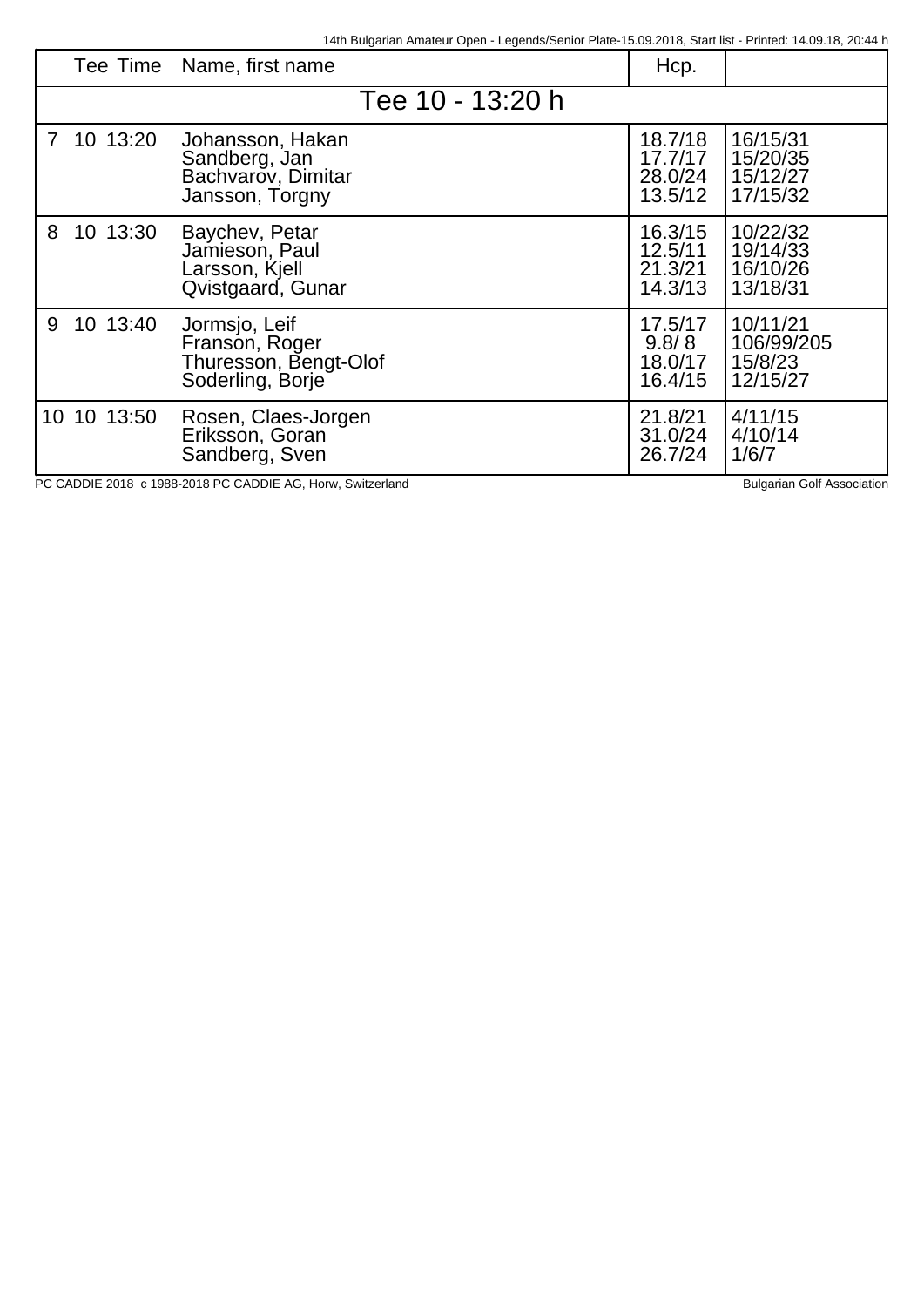| | Tee Time | Name, first name | Hcp. | |
|---|---|---|---|---|
| | | **Tee 10 - 13:20 h** | | |
| 7 | 10 13:20 | Johansson, Hakan<br>Sandberg, Jan<br>Bachvarov, Dimitar<br>Jansson, Torgny | 18.7/18<br>17.7/17<br>28.0/24<br>13.5/12 | 16/15/31<br>15/20/35<br>15/12/27<br>17/15/32 |
| 8 | 10 13:30 | Baychev, Petar<br>Jamieson, Paul<br>Larsson, Kjell<br>Qvistgaard, Gunar | 16.3/15<br>12.5/11<br>21.3/21<br>14.3/13 | 10/22/32<br>19/14/33<br>16/10/26<br>13/18/31 |
| 9 | 10 13:40 | Jormsjo, Leif<br>Franson, Roger<br>Thuresson, Bengt-Olof<br>Soderling, Borje | 17.5/17<br>9.8/ 8<br>18.0/17<br>16.4/15 | 10/11/21<br>106/99/205<br>15/8/23<br>12/15/27 |
| 10 | 10 13:50 | Rosen, Claes-Jorgen<br>Eriksson, Goran<br>Sandberg, Sven | 21.8/21<br>31.0/24<br>26.7/24 | 4/11/15<br>4/10/14<br>1/6/7 |